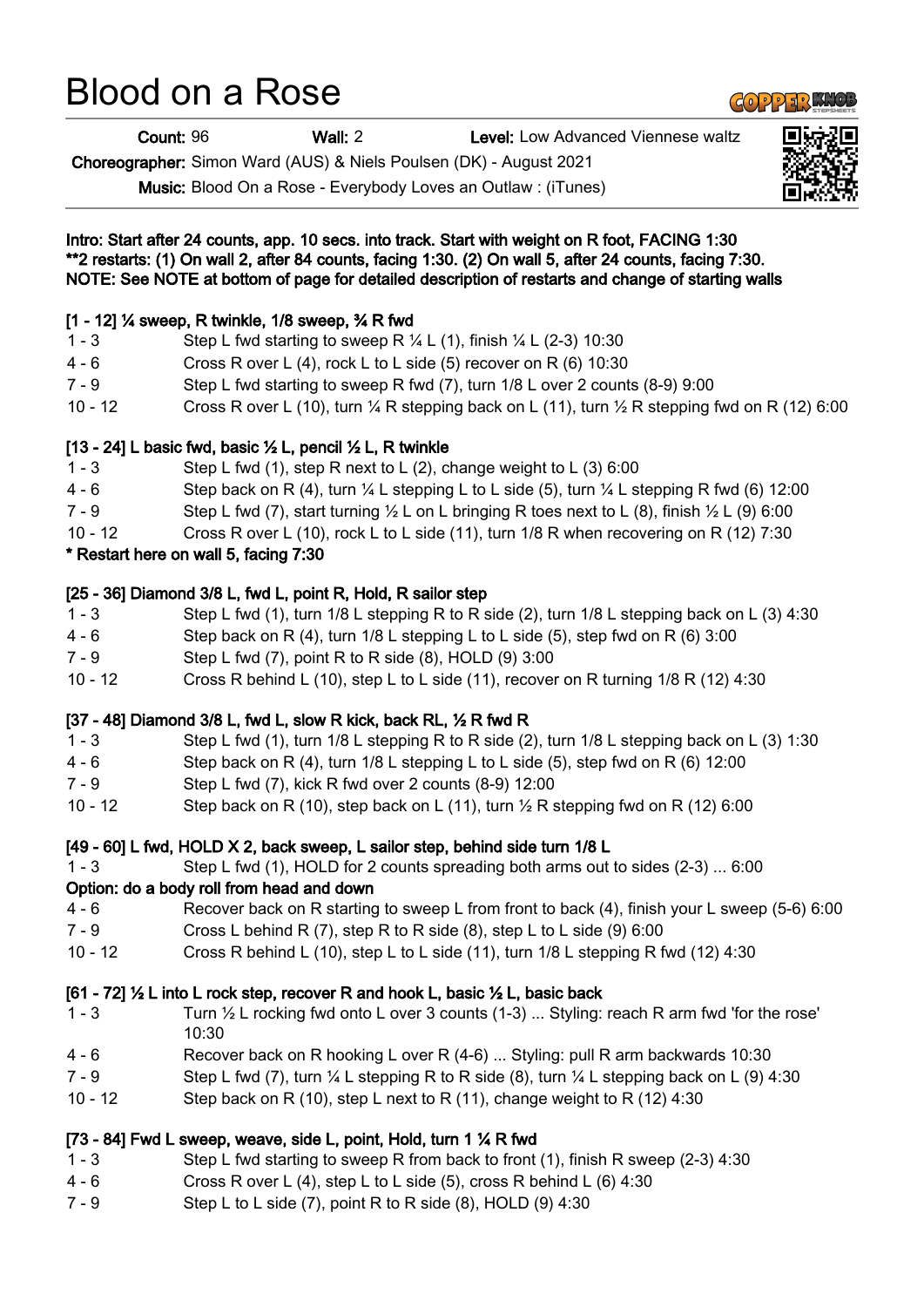# Blood on a Rose

**Count:** 96 **Wall:** 2 **Level:** Low Advanced Viennese waltz

**Choreographer:** Simon Ward (AUS) & Niels Poulsen (DK) - August 2021

**Music:** Blood On a Rose - Everybody Loves an Outlaw : (iTunes)

**Intro: Start after 24 counts, app. 10 secs. into track. Start with weight on R foot, FACING 1:30**
**\*\*2 restarts: (1) On wall 2, after 84 counts, facing 1:30. (2) On wall 5, after 24 counts, facing 7:30.**
**NOTE: See NOTE at bottom of page for detailed description of restarts and change of starting walls**

**[1 - 12] ¼ sweep, R twinkle, 1/8 sweep, ¾ R fwd**

| | |
|---|---|
| 1 - 3 | Step L fwd starting to sweep R ¼ L (1), finish ¼ L (2-3) 10:30 |
| 4 - 6 | Cross R over L (4), rock L to L side (5) recover on R (6) 10:30 |
| 7 - 9 | Step L fwd starting to sweep R fwd (7), turn 1/8 L over 2 counts (8-9) 9:00 |
| 10 - 12 | Cross R over L (10), turn ¼ R stepping back on L (11), turn ½ R stepping fwd on R (12) 6:00 |

**[13 - 24] L basic fwd, basic ½ L, pencil ½ L, R twinkle**

| | |
|---|---|
| 1 - 3 | Step L fwd (1), step R next to L (2), change weight to L (3) 6:00 |
| 4 - 6 | Step back on R (4), turn ¼ L stepping L to L side (5), turn ¼ L stepping R fwd (6) 12:00 |
| 7 - 9 | Step L fwd (7), start turning ½ L on L bringing R toes next to L (8), finish ½ L (9) 6:00 |
| 10 - 12 | Cross R over L (10), rock L to L side (11), turn 1/8 R when recovering on R (12) 7:30 |

**\* Restart here on wall 5, facing 7:30**

**[25 - 36] Diamond 3/8 L, fwd L, point R, Hold, R sailor step**

| | |
|---|---|
| 1 - 3 | Step L fwd (1), turn 1/8 L stepping R to R side (2), turn 1/8 L stepping back on L (3) 4:30 |
| 4 - 6 | Step back on R (4), turn 1/8 L stepping L to L side (5), step fwd on R (6) 3:00 |
| 7 - 9 | Step L fwd (7), point R to R side (8), HOLD (9) 3:00 |
| 10 - 12 | Cross R behind L (10), step L to L side (11), recover on R turning 1/8 R (12) 4:30 |

**[37 - 48] Diamond 3/8 L, fwd L, slow R kick, back RL, ½ R fwd R**

| | |
|---|---|
| 1 - 3 | Step L fwd (1), turn 1/8 L stepping R to R side (2), turn 1/8 L stepping back on L (3) 1:30 |
| 4 - 6 | Step back on R (4), turn 1/8 L stepping L to L side (5), step fwd on R (6) 12:00 |
| 7 - 9 | Step L fwd (7), kick R fwd over 2 counts (8-9) 12:00 |
| 10 - 12 | Step back on R (10), step back on L (11), turn ½ R stepping fwd on R (12) 6:00 |

**[49 - 60] L fwd, HOLD X 2, back sweep, L sailor step, behind side turn 1/8 L**

| | |
|---|---|
| 1 - 3 | Step L fwd (1), HOLD for 2 counts spreading both arms out to sides (2-3) ... 6:00 |

**Option: do a body roll from head and down**

| | |
|---|---|
| 4 - 6 | Recover back on R starting to sweep L from front to back (4), finish your L sweep (5-6) 6:00 |
| 7 - 9 | Cross L behind R (7), step R to R side (8), step L to L side (9) 6:00 |
| 10 - 12 | Cross R behind L (10), step L to L side (11), turn 1/8 L stepping R fwd (12) 4:30 |

**[61 - 72] ½ L into L rock step, recover R and hook L, basic ½ L, basic back**

| | |
|---|---|
| 1 - 3 | Turn ½ L rocking fwd onto L over 3 counts (1-3) ... Styling: reach R arm fwd 'for the rose' 10:30 |
| 4 - 6 | Recover back on R hooking L over R (4-6) ... Styling: pull R arm backwards 10:30 |
| 7 - 9 | Step L fwd (7), turn ¼ L stepping R to R side (8), turn ¼ L stepping back on L (9) 4:30 |
| 10 - 12 | Step back on R (10), step L next to R (11), change weight to R (12) 4:30 |

**[73 - 84] Fwd L sweep, weave, side L, point, Hold, turn 1 ¼ R fwd**

| | |
|---|---|
| 1 - 3 | Step L fwd starting to sweep R from back to front (1), finish R sweep (2-3) 4:30 |
| 4 - 6 | Cross R over L (4), step L to L side (5), cross R behind L (6) 4:30 |
| 7 - 9 | Step L to L side (7), point R to R side (8), HOLD (9) 4:30 |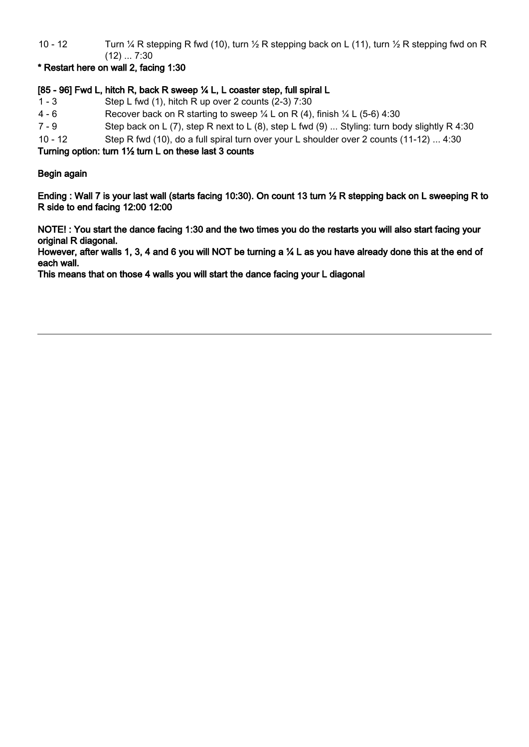10 - 12 Turn ¼ R stepping R fwd (10), turn ½ R stepping back on L (11), turn ½ R stepping fwd on R (12) ... 7:30

**\* Restart here on wall 2, facing 1:30**

**[85 - 96] Fwd L, hitch R, back R sweep ¼ L, L coaster step, full spiral L**

1 - 3 Step L fwd (1), hitch R up over 2 counts (2-3) 7:30

4 - 6 Recover back on R starting to sweep ¼ L on R (4), finish ¼ L (5-6) 4:30

7 - 9 Step back on L (7), step R next to L (8), step L fwd (9) ... Styling: turn body slightly R 4:30

10 - 12 Step R fwd (10), do a full spiral turn over your L shoulder over 2 counts (11-12) ... 4:30

**Turning option: turn 1½ turn L on these last 3 counts**

**Begin again**

**Ending : Wall 7 is your last wall (starts facing 10:30). On count 13 turn ½ R stepping back on L sweeping R to R side to end facing 12:00 12:00**

**NOTE! : You start the dance facing 1:30 and the two times you do the restarts you will also start facing your original R diagonal.**

**However, after walls 1, 3, 4 and 6 you will NOT be turning a ¼ L as you have already done this at the end of each wall.**

**This means that on those 4 walls you will start the dance facing your L diagonal**